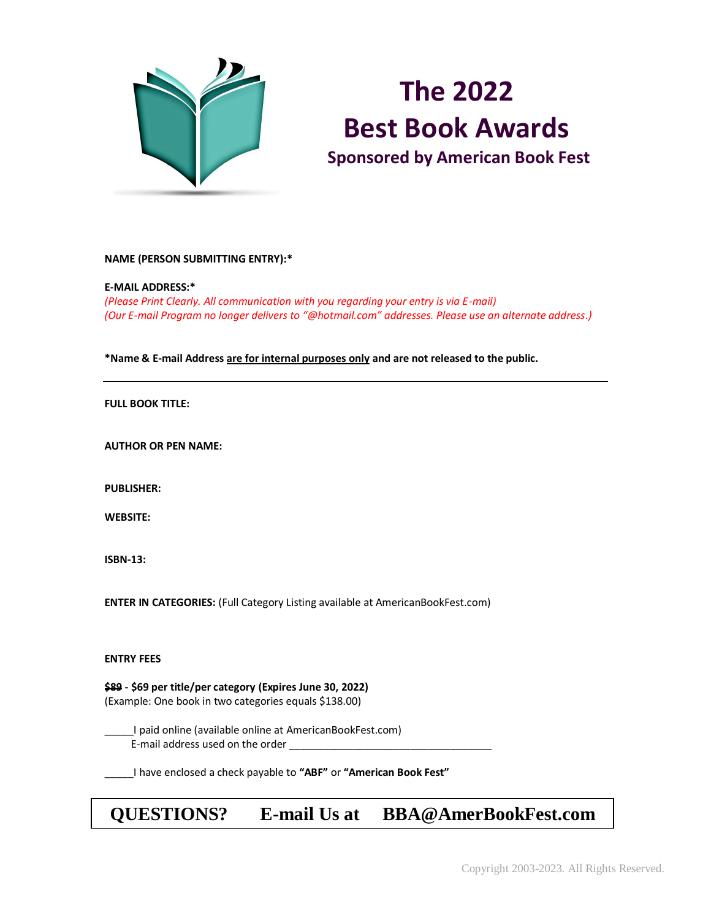# The 2022 Best Book Awards

## Sponsored by American Book Fest

**NAME (PERSON SUBMITTING ENTRY):***

**E-MAIL ADDRESS:***

*(Please Print Clearly. All communication with you regarding your entry is via E-mail)*
*(Our E-mail Program no longer delivers to "@hotmail.com" addresses. Please use an alternate address.)*

***Name & E-mail Address <u>are for internal purposes only</u> and are not released to the public.**

---

**FULL BOOK TITLE:**

**AUTHOR OR PEN NAME:**

**PUBLISHER:**

**WEBSITE:**

**ISBN-13:**

**ENTER IN CATEGORIES:** (Full Category Listing available at AmericanBookFest.com)

**ENTRY FEES**

**~~$89~~ - $69 per title/per category (Expires June 30, 2022)**
(Example: One book in two categories equals $138.00)

_____I paid online (available online at AmericanBookFest.com)
E-mail address used on the order ___________________________________

_____I have enclosed a check payable to **"ABF"** or **"American Book Fest"**

**QUESTIONS? E-mail Us at BBA@AmerBookFest.com**

Copyright 2003-2023. All Rights Reserved.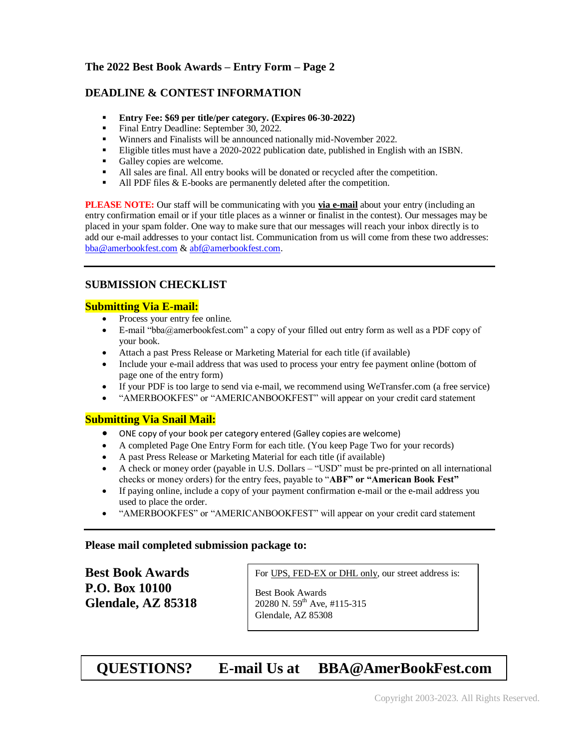### The 2022 Best Book Awards – Entry Form – Page 2

### DEADLINE & CONTEST INFORMATION

- **Entry Fee: $69 per title/per category. (Expires 06-30-2022)**
- Final Entry Deadline: September 30, 2022.
- Winners and Finalists will be announced nationally mid-November 2022.
- Eligible titles must have a 2020-2022 publication date, published in English with an ISBN.
- Galley copies are welcome.
- All sales are final. All entry books will be donated or recycled after the competition.
- All PDF files & E-books are permanently deleted after the competition.

**PLEASE NOTE:** Our staff will be communicating with you **via e-mail** about your entry (including an entry confirmation email or if your title places as a winner or finalist in the contest). Our messages may be placed in your spam folder. One way to make sure that our messages will reach your inbox directly is to add our e-mail addresses to your contact list. Communication from us will come from these two addresses: bba@amerbookfest.com & abf@amerbookfest.com.

---

### SUBMISSION CHECKLIST

**Submitting Via E-mail:**

- Process your entry fee online.
- E-mail "bba@amerbookfest.com" a copy of your filled out entry form as well as a PDF copy of your book.
- Attach a past Press Release or Marketing Material for each title (if available)
- Include your e-mail address that was used to process your entry fee payment online (bottom of page one of the entry form)
- If your PDF is too large to send via e-mail, we recommend using WeTransfer.com (a free service)
- "AMERBOOKFES" or "AMERICANBOOKFEST" will appear on your credit card statement

**Submitting Via Snail Mail:**

- ONE copy of your book per category entered (Galley copies are welcome)
- A completed Page One Entry Form for each title. (You keep Page Two for your records)
- A past Press Release or Marketing Material for each title (if available)
- A check or money order (payable in U.S. Dollars – "USD" must be pre-printed on all international checks or money orders) for the entry fees, payable to "**ABF" or "American Book Fest"**
- If paying online, include a copy of your payment confirmation e-mail or the e-mail address you used to place the order.
- "AMERBOOKFES" or "AMERICANBOOKFEST" will appear on your credit card statement

---

**Please mail completed submission package to:**

**Best Book Awards**
**P.O. Box 10100**
**Glendale, AZ 85318**

For UPS, FED-EX or DHL only, our street address is:

Best Book Awards
20280 N. 59th Ave, #115-315
Glendale, AZ 85308

## QUESTIONS? E-mail Us at BBA@AmerBookFest.com

Copyright 2003-2023. All Rights Reserved.